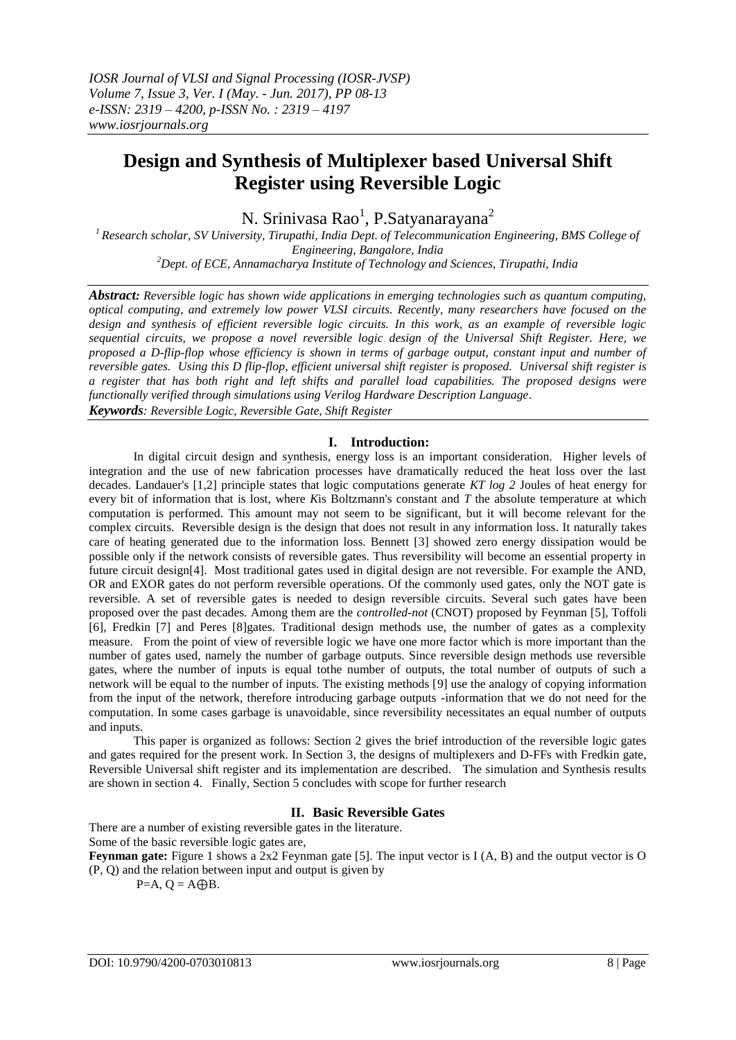# Design and Synthesis of Multiplexer based Universal Shift Register using Reversible Logic

N. Srinivasa Rao[1], P.Satyanarayana[2]

[1] Research scholar, SV University, Tirupathi, India Dept. of Telecommunication Engineering, BMS College of Engineering, Bangalore, India

[2] Dept. of ECE, Annamacharya Institute of Technology and Sciences, Tirupathi, India

***Abstract:*** *Reversible logic has shown wide applications in emerging technologies such as quantum computing, optical computing, and extremely low power VLSI circuits. Recently, many researchers have focused on the design and synthesis of efficient reversible logic circuits. In this work, as an example of reversible logic sequential circuits, we propose a novel reversible logic design of the Universal Shift Register. Here, we proposed a D-flip-flop whose efficiency is shown in terms of garbage output, constant input and number of reversible gates. Using this D flip-flop, efficient universal shift register is proposed. Universal shift register is a register that has both right and left shifts and parallel load capabilities. The proposed designs were functionally verified through simulations using Verilog Hardware Description Language.*

***Keywords****: Reversible Logic, Reversible Gate, Shift Register*

## I. Introduction:

In digital circuit design and synthesis, energy loss is an important consideration. Higher levels of integration and the use of new fabrication processes have dramatically reduced the heat loss over the last decades. Landauer's [1,2] principle states that logic computations generate *KT log 2* Joules of heat energy for every bit of information that is lost, where *K*is Boltzmann's constant and *T* the absolute temperature at which computation is performed. This amount may not seem to be significant, but it will become relevant for the complex circuits. Reversible design is the design that does not result in any information loss. It naturally takes care of heating generated due to the information loss. Bennett [3] showed zero energy dissipation would be possible only if the network consists of reversible gates. Thus reversibility will become an essential property in future circuit design[4]. Most traditional gates used in digital design are not reversible. For example the AND, OR and EXOR gates do not perform reversible operations. Of the commonly used gates, only the NOT gate is reversible. A set of reversible gates is needed to design reversible circuits. Several such gates have been proposed over the past decades. Among them are the *controlled-not* (CNOT) proposed by Feynman [5], Toffoli [6], Fredkin [7] and Peres [8]gates. Traditional design methods use, the number of gates as a complexity measure. From the point of view of reversible logic we have one more factor which is more important than the number of gates used, namely the number of garbage outputs. Since reversible design methods use reversible gates, where the number of inputs is equal tothe number of outputs, the total number of outputs of such a network will be equal to the number of inputs. The existing methods [9] use the analogy of copying information from the input of the network, therefore introducing garbage outputs -information that we do not need for the computation. In some cases garbage is unavoidable, since reversibility necessitates an equal number of outputs and inputs.

This paper is organized as follows: Section 2 gives the brief introduction of the reversible logic gates and gates required for the present work. In Section 3, the designs of multiplexers and D-FFs with Fredkin gate, Reversible Universal shift register and its implementation are described. The simulation and Synthesis results are shown in section 4. Finally, Section 5 concludes with scope for further research

## II. Basic Reversible Gates

There are a number of existing reversible gates in the literature.

Some of the basic reversible logic gates are,

**Feynman gate:** Figure 1 shows a 2x2 Feynman gate [5]. The input vector is I (A, B) and the output vector is O (P, Q) and the relation between input and output is given by

$P=A,\ Q = A\oplus B$.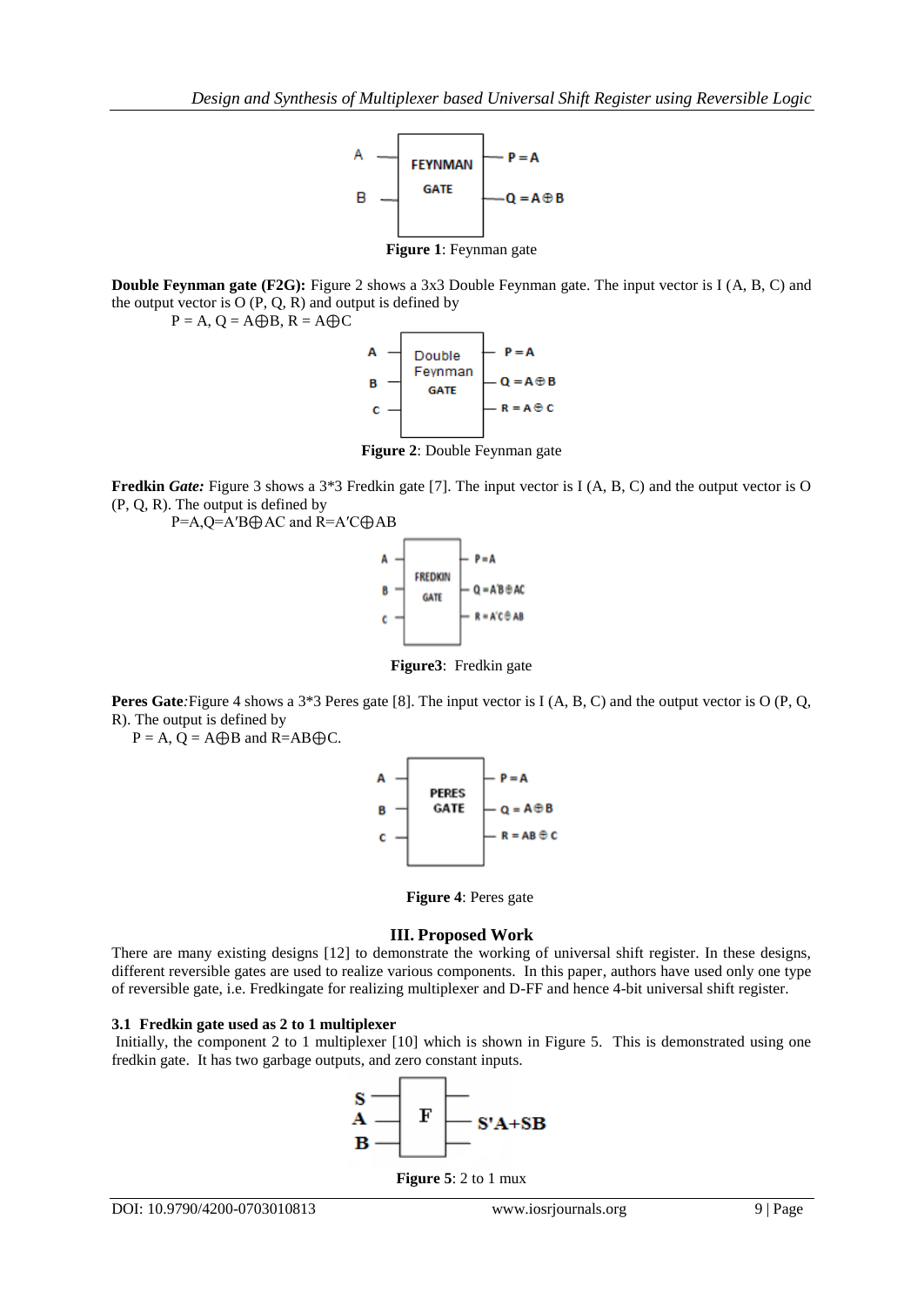Figure 1: Feynman gate

**Double Feynman gate (F2G):** Figure 2 shows a 3x3 Double Feynman gate. The input vector is I (A, B, C) and the output vector is O (P, Q, R) and output is defined by

$P = A$, $Q = A \oplus B$, $R = A \oplus C$

**Figure 2**: Double Feynman gate

**Fredkin *Gate:*** Figure 3 shows a 3*3 Fredkin gate [7]. The input vector is I (A, B, C) and the output vector is O (P, Q, R). The output is defined by

$P=A, Q=A'B \oplus AC$ and $R=A'C \oplus AB$

**Figure3**: Fredkin gate

**Peres Gate***:*Figure 4 shows a 3*3 Peres gate [8]. The input vector is I (A, B, C) and the output vector is O (P, Q, R). The output is defined by

$P = A$, $Q = A \oplus B$ and $R=AB \oplus C$.

**Figure 4**: Peres gate

## III. Proposed Work

There are many existing designs [12] to demonstrate the working of universal shift register. In these designs, different reversible gates are used to realize various components. In this paper, authors have used only one type of reversible gate, i.e. Fredkingate for realizing multiplexer and D-FF and hence 4-bit universal shift register.

### 3.1 Fredkin gate used as 2 to 1 multiplexer

Initially, the component 2 to 1 multiplexer [10] which is shown in Figure 5. This is demonstrated using one fredkin gate. It has two garbage outputs, and zero constant inputs.

**Figure 5**: 2 to 1 mux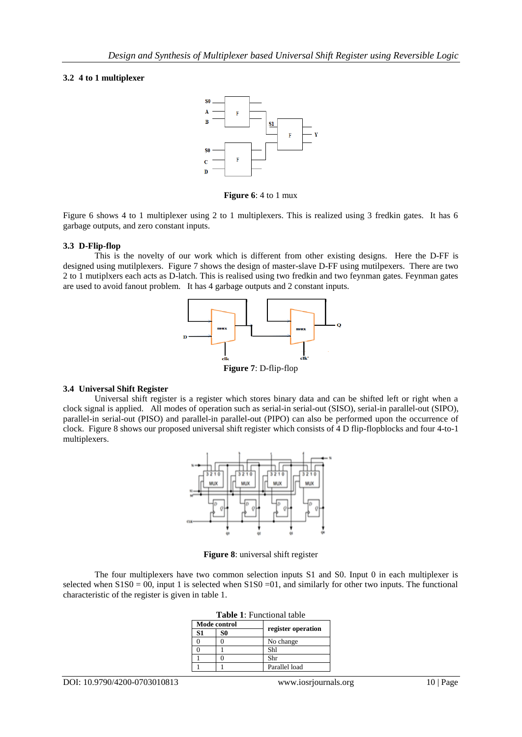### 3.2 4 to 1 multiplexer

**Figure 6**: 4 to 1 mux

Figure 6 shows 4 to 1 multiplexer using 2 to 1 multiplexers. This is realized using 3 fredkin gates. It has 6 garbage outputs, and zero constant inputs.

### 3.3 D-Flip-flop

This is the novelty of our work which is different from other existing designs. Here the D-FF is designed using mutilplexers. Figure 7 shows the design of master-slave D-FF using mutilpexers. There are two 2 to 1 mutiplxers each acts as D-latch. This is realised using two fredkin and two feynman gates. Feynman gates are used to avoid fanout problem. It has 4 garbage outputs and 2 constant inputs.

**Figure 7**: D-flip-flop

### 3.4 Universal Shift Register

Universal shift register is a register which stores binary data and can be shifted left or right when a clock signal is applied. All modes of operation such as serial-in serial-out (SISO), serial-in parallel-out (SIPO), parallel-in serial-out (PISO) and parallel-in parallel-out (PIPO) can also be performed upon the occurrence of clock. Figure 8 shows our proposed universal shift register which consists of 4 D flip-flopblocks and four 4-to-1 multiplexers.

**Figure 8**: universal shift register

The four multiplexers have two common selection inputs S1 and S0. Input 0 in each multiplexer is selected when S1S0 = 00, input 1 is selected when S1S0 =01, and similarly for other two inputs. The functional characteristic of the register is given in table 1.

**Table 1**: Functional table

| Mode control | | register operation |
|---|---|---|
| **S1** | **S0** | |
| 0 | 0 | No change |
| 0 | 1 | Shl |
| 1 | 0 | Shr |
| 1 | 1 | Parallel load |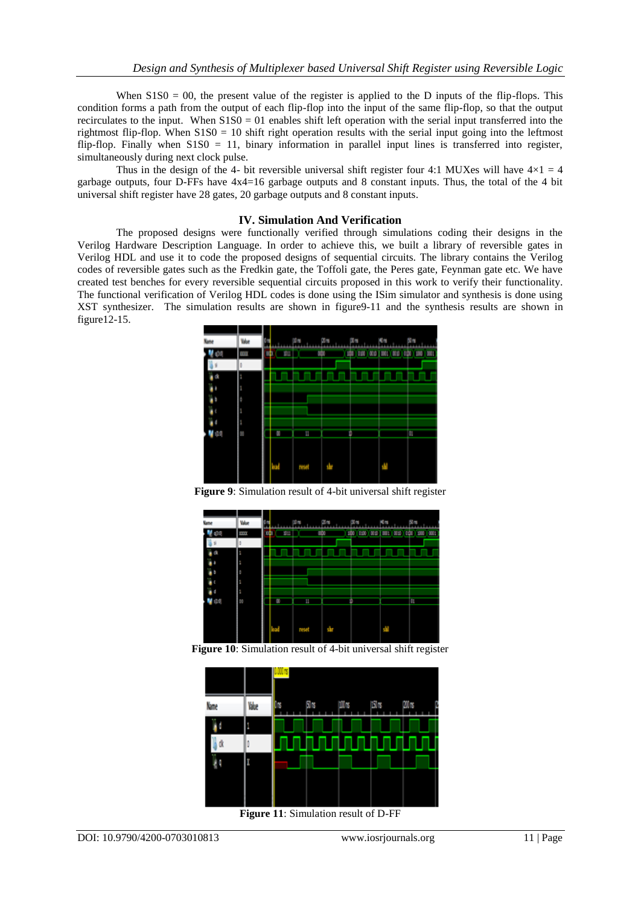When S1S0 = 00, the present value of the register is applied to the D inputs of the flip-flops. This condition forms a path from the output of each flip-flop into the input of the same flip-flop, so that the output recirculates to the input. When S1S0 = 01 enables shift left operation with the serial input transferred into the rightmost flip-flop. When S1S0 = 10 shift right operation results with the serial input going into the leftmost flip-flop. Finally when S1S0 = 11, binary information in parallel input lines is transferred into register, simultaneously during next clock pulse.

Thus in the design of the 4- bit reversible universal shift register four 4:1 MUXes will have $4\times1 = 4$ garbage outputs, four D-FFs have 4x4=16 garbage outputs and 8 constant inputs. Thus, the total of the 4 bit universal shift register have 28 gates, 20 garbage outputs and 8 constant inputs.

## IV. Simulation And Verification

The proposed designs were functionally verified through simulations coding their designs in the Verilog Hardware Description Language. In order to achieve this, we built a library of reversible gates in Verilog HDL and use it to code the proposed designs of sequential circuits. The library contains the Verilog codes of reversible gates such as the Fredkin gate, the Toffoli gate, the Peres gate, Feynman gate etc. We have created test benches for every reversible sequential circuits proposed in this work to verify their functionality. The functional verification of Verilog HDL codes is done using the ISim simulator and synthesis is done using XST synthesizer. The simulation results are shown in figure9-11 and the synthesis results are shown in figure12-15.

**Figure 9**: Simulation result of 4-bit universal shift register

**Figure 10**: Simulation result of 4-bit universal shift register

**Figure 11**: Simulation result of D-FF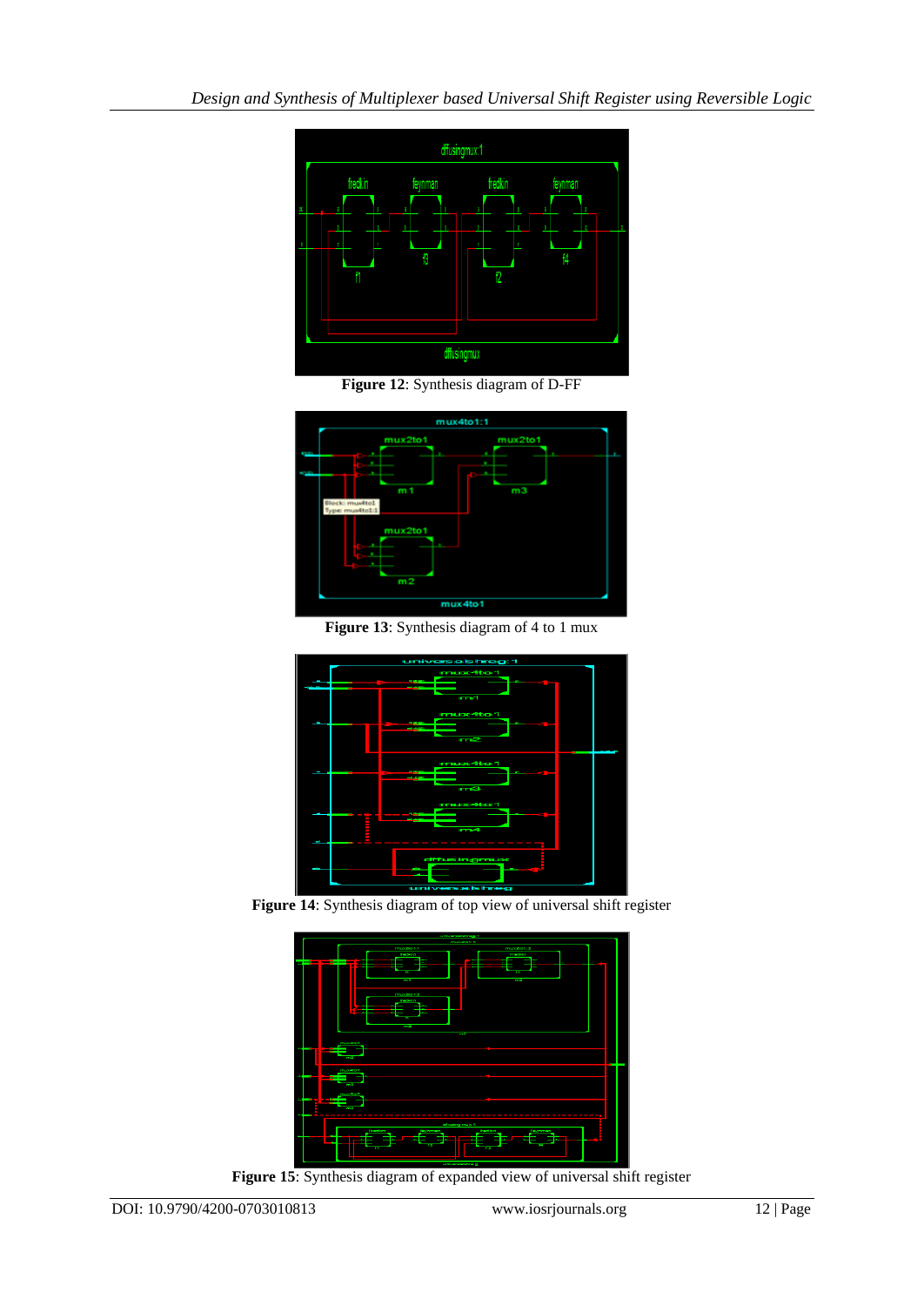**Figure 12**: Synthesis diagram of D-FF

**Figure 13**: Synthesis diagram of 4 to 1 mux

**Figure 14**: Synthesis diagram of top view of universal shift register

**Figure 15**: Synthesis diagram of expanded view of universal shift register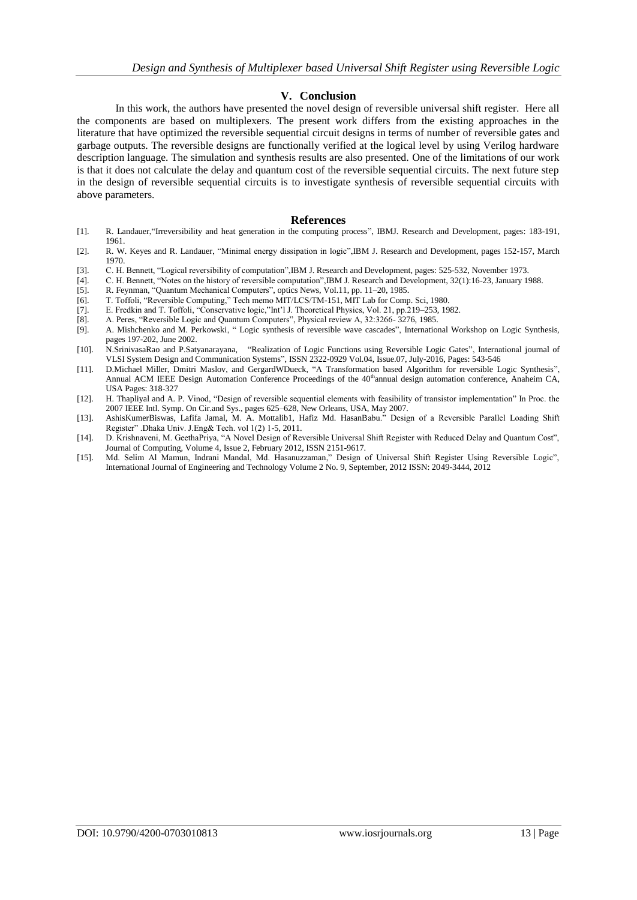## V. Conclusion

In this work, the authors have presented the novel design of reversible universal shift register. Here all the components are based on multiplexers. The present work differs from the existing approaches in the literature that have optimized the reversible sequential circuit designs in terms of number of reversible gates and garbage outputs. The reversible designs are functionally verified at the logical level by using Verilog hardware description language. The simulation and synthesis results are also presented. One of the limitations of our work is that it does not calculate the delay and quantum cost of the reversible sequential circuits. The next future step in the design of reversible sequential circuits is to investigate synthesis of reversible sequential circuits with above parameters.

## References

[1]. R. Landauer,"Irreversibility and heat generation in the computing process", IBMJ. Research and Development, pages: 183-191, 1961.

[2]. R. W. Keyes and R. Landauer, "Minimal energy dissipation in logic",IBM J. Research and Development, pages 152-157, March 1970.

[3]. C. H. Bennett, "Logical reversibility of computation",IBM J. Research and Development, pages: 525-532, November 1973.

[4]. C. H. Bennett, "Notes on the history of reversible computation",IBM J. Research and Development, 32(1):16-23, January 1988.

[5]. R. Feynman, "Quantum Mechanical Computers", optics News, Vol.11, pp. 11–20, 1985.

[6]. T. Toffoli, "Reversible Computing," Tech memo MIT/LCS/TM-151, MIT Lab for Comp. Sci, 1980.

[7]. E. Fredkin and T. Toffoli, "Conservative logic,"Int'l J. Theoretical Physics, Vol. 21, pp.219–253, 1982.

[8]. A. Peres, "Reversible Logic and Quantum Computers", Physical review A, 32:3266- 3276, 1985.

[9]. A. Mishchenko and M. Perkowski, " Logic synthesis of reversible wave cascades", International Workshop on Logic Synthesis, pages 197-202, June 2002.

[10]. N.SrinivasaRao and P.Satyanarayana, "Realization of Logic Functions using Reversible Logic Gates", International journal of VLSI System Design and Communication Systems", ISSN 2322-0929 Vol.04, Issue.07, July-2016, Pages: 543-546

[11]. D.Michael Miller, Dmitri Maslov, and GergardWDueck, "A Transformation based Algorithm for reversible Logic Synthesis", Annual ACM IEEE Design Automation Conference Proceedings of the 40thannual design automation conference, Anaheim CA, USA Pages: 318-327

[12]. H. Thapliyal and A. P. Vinod, "Design of reversible sequential elements with feasibility of transistor implementation" In Proc. the 2007 IEEE Intl. Symp. On Cir.and Sys., pages 625–628, New Orleans, USA, May 2007.

[13]. AshisKumerBiswas, Lafifa Jamal, M. A. Mottalib1, Hafiz Md. HasanBabu." Design of a Reversible Parallel Loading Shift Register" .Dhaka Univ. J.Eng& Tech. vol 1(2) 1-5, 2011.

[14]. D. Krishnaveni, M. GeethaPriya, "A Novel Design of Reversible Universal Shift Register with Reduced Delay and Quantum Cost", Journal of Computing, Volume 4, Issue 2, February 2012, ISSN 2151-9617.

[15]. Md. Selim Al Mamun, Indrani Mandal, Md. Hasanuzzaman," Design of Universal Shift Register Using Reversible Logic", International Journal of Engineering and Technology Volume 2 No. 9, September, 2012 ISSN: 2049-3444, 2012